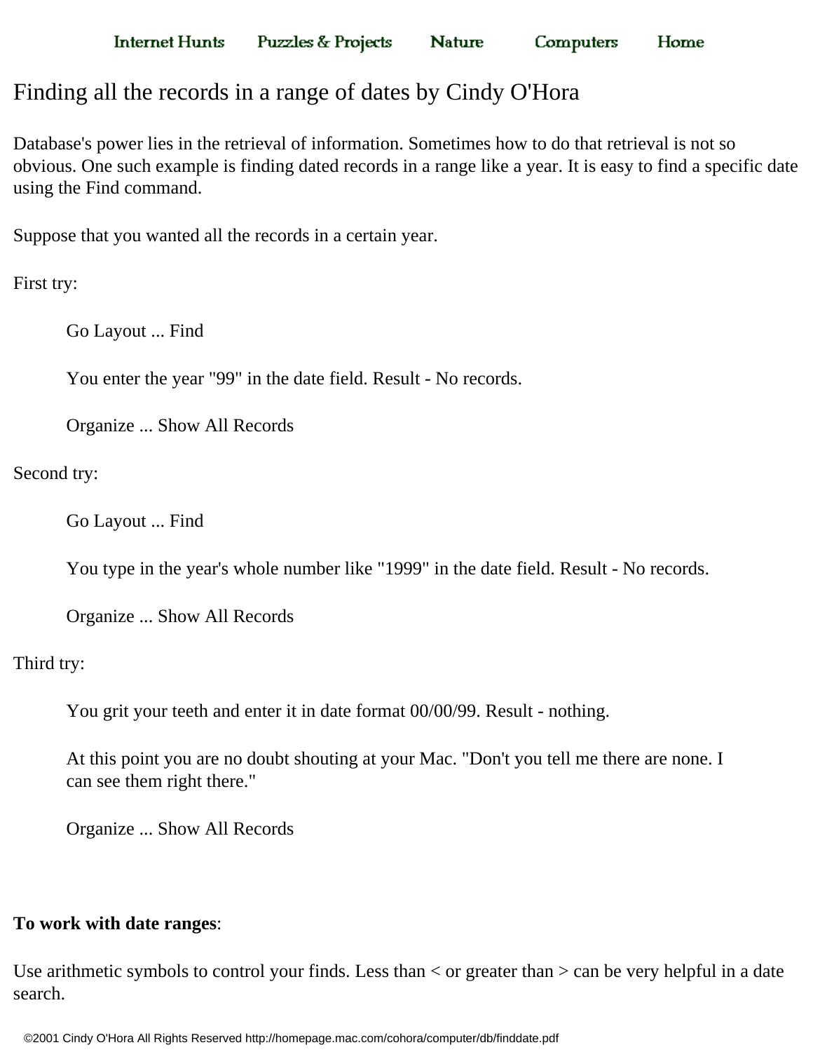Internet Hunts Puzzles & Projects Nature Computers Home

# Finding all the records in a range of dates by Cindy O'Hora

Database's power lies in the retrieval of information. Sometimes how to do that retrieval is not so obvious. One such example is finding dated records in a range like a year. It is easy to find a specific date using the Find command.

Suppose that you wanted all the records in a certain year.

First try:

> Go Layout ... Find
>
> You enter the year "99" in the date field. Result - No records.
>
> Organize ... Show All Records

Second try:

> Go Layout ... Find
>
> You type in the year's whole number like "1999" in the date field. Result - No records.
>
> Organize ... Show All Records

Third try:

> You grit your teeth and enter it in date format 00/00/99. Result - nothing.
>
> At this point you are no doubt shouting at your Mac. "Don't you tell me there are none. I can see them right there."
>
> Organize ... Show All Records

**To work with date ranges**:

Use arithmetic symbols to control your finds. Less than < or greater than > can be very helpful in a date search.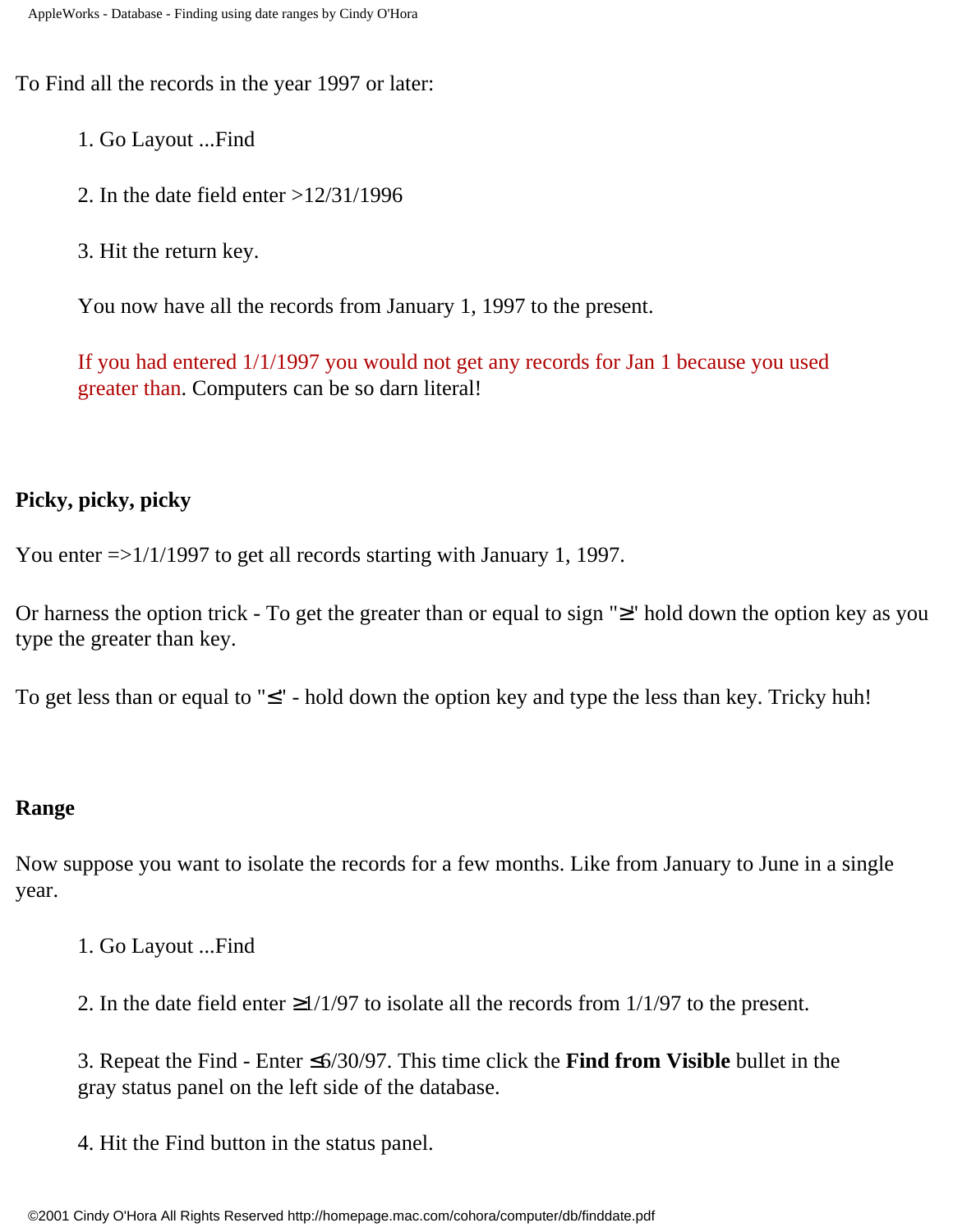To Find all the records in the year 1997 or later:

1. Go Layout ...Find
2. In the date field enter >12/31/1996
3. Hit the return key.

   You now have all the records from January 1, 1997 to the present.

   If you had entered 1/1/1997 you would not get any records for Jan 1 because you used greater than. Computers can be so darn literal!

**Picky, picky, picky**

You enter =>1/1/1997 to get all records starting with January 1, 1997.

Or harness the option trick - To get the greater than or equal to sign "≥" hold down the option key as you type the greater than key.

To get less than or equal to "≤" - hold down the option key and type the less than key. Tricky huh!

**Range**

Now suppose you want to isolate the records for a few months. Like from January to June in a single year.

1. Go Layout ...Find
2. In the date field enter ≥1/1/97 to isolate all the records from 1/1/97 to the present.
3. Repeat the Find - Enter ≤6/30/97. This time click the **Find from Visible** bullet in the gray status panel on the left side of the database.
4. Hit the Find button in the status panel.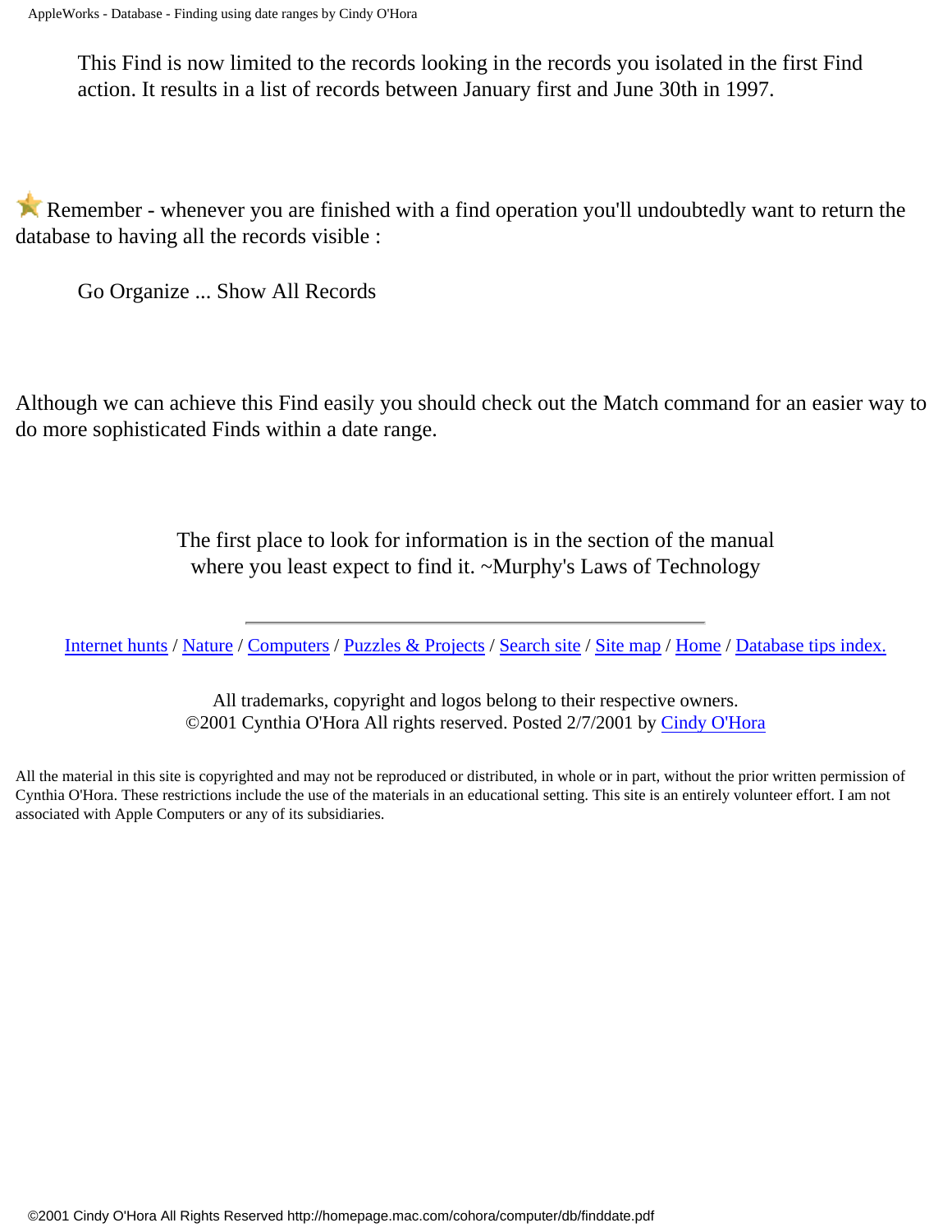This Find is now limited to the records looking in the records you isolated in the first Find action. It results in a list of records between January first and June 30th in 1997.

Remember - whenever you are finished with a find operation you'll undoubtedly want to return the database to having all the records visible :

Go Organize ... Show All Records

Although we can achieve this Find easily you should check out the Match command for an easier way to do more sophisticated Finds within a date range.

The first place to look for information is in the section of the manual where you least expect to find it. ~Murphy's Laws of Technology

---

Internet hunts / Nature / Computers / Puzzles & Projects / Search site / Site map / Home / Database tips index.

All trademarks, copyright and logos belong to their respective owners.
©2001 Cynthia O'Hora All rights reserved. Posted 2/7/2001 by Cindy O'Hora

All the material in this site is copyrighted and may not be reproduced or distributed, in whole or in part, without the prior written permission of Cynthia O'Hora. These restrictions include the use of the materials in an educational setting. This site is an entirely volunteer effort. I am not associated with Apple Computers or any of its subsidiaries.